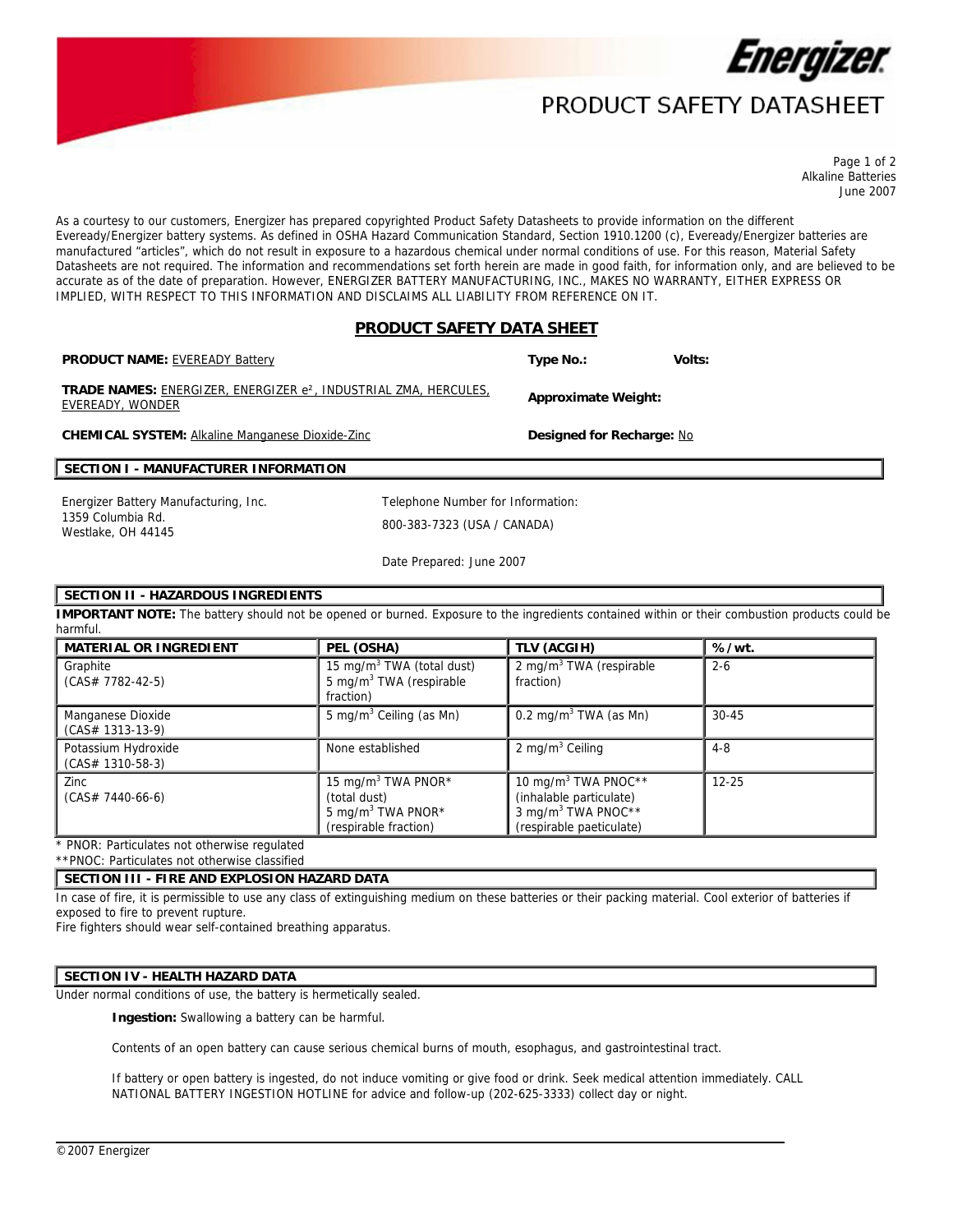# PRODUCT SAFETY DATASHEET

Alkaline Batteries
June 2007

As a courtesy to our customers, Energizer has prepared copyrighted Product Safety Datasheets to provide information on the different Eveready/Energizer battery systems. As defined in OSHA Hazard Communication Standard, Section 1910.1200 (c), Eveready/Energizer batteries are manufactured "articles", which do not result in exposure to a hazardous chemical under normal conditions of use. For this reason, Material Safety Datasheets are not required. The information and recommendations set forth herein are made in good faith, for information only, and are believed to be accurate as of the date of preparation. However, ENERGIZER BATTERY MANUFACTURING, INC., MAKES NO WARRANTY, EITHER EXPRESS OR IMPLIED, WITH RESPECT TO THIS INFORMATION AND DISCLAIMS ALL LIABILITY FROM REFERENCE ON IT.

## PRODUCT SAFETY DATA SHEET

**PRODUCT NAME:** EVEREADY Battery

**Type No.:** **Volts:**

**TRADE NAMES:** ENERGIZER, ENERGIZER e², INDUSTRIAL ZMA, HERCULES, EVEREADY, WONDER

**Approximate Weight:**

**CHEMICAL SYSTEM:** Alkaline Manganese Dioxide-Zinc

**Designed for Recharge:** No

### SECTION I - MANUFACTURER INFORMATION

Energizer Battery Manufacturing, Inc.
1359 Columbia Rd.
Westlake, OH 44145

Telephone Number for Information:
800-383-7323 (USA / CANADA)

Date Prepared: June 2007

### SECTION II - HAZARDOUS INGREDIENTS

**IMPORTANT NOTE:** The battery should not be opened or burned. Exposure to the ingredients contained within or their combustion products could be harmful.

| MATERIAL OR INGREDIENT | PEL (OSHA) | TLV (ACGIH) | % /wt. |
|---|---|---|---|
| Graphite (CAS# 7782-42-5) | 15 mg/m³ TWA (total dust) 5 mg/m³ TWA (respirable fraction) | 2 mg/m³ TWA (respirable fraction) | 2-6 |
| Manganese Dioxide (CAS# 1313-13-9) | 5 mg/m³ Ceiling (as Mn) | 0.2 mg/m³ TWA (as Mn) | 30-45 |
| Potassium Hydroxide (CAS# 1310-58-3) | None established | 2 mg/m³ Ceiling | 4-8 |
| Zinc (CAS# 7440-66-6) | 15 mg/m³ TWA PNOR* (total dust) 5 mg/m³ TWA PNOR* (respirable fraction) | 10 mg/m³ TWA PNOC** (inhalable particulate) 3 mg/m³ TWA PNOC** (respirable paeticulate) | 12-25 |

\* PNOR: Particulates not otherwise regulated
\*\*PNOC: Particulates not otherwise classified

### SECTION III - FIRE AND EXPLOSION HAZARD DATA

In case of fire, it is permissible to use any class of extinguishing medium on these batteries or their packing material. Cool exterior of batteries if exposed to fire to prevent rupture.
Fire fighters should wear self-contained breathing apparatus.

### SECTION IV - HEALTH HAZARD DATA

Under normal conditions of use, the battery is hermetically sealed.

**Ingestion:** Swallowing a battery can be harmful.

Contents of an open battery can cause serious chemical burns of mouth, esophagus, and gastrointestinal tract.

If battery or open battery is ingested, do not induce vomiting or give food or drink. Seek medical attention immediately. CALL NATIONAL BATTERY INGESTION HOTLINE for advice and follow-up (202-625-3333) collect day or night.

©2007 Energizer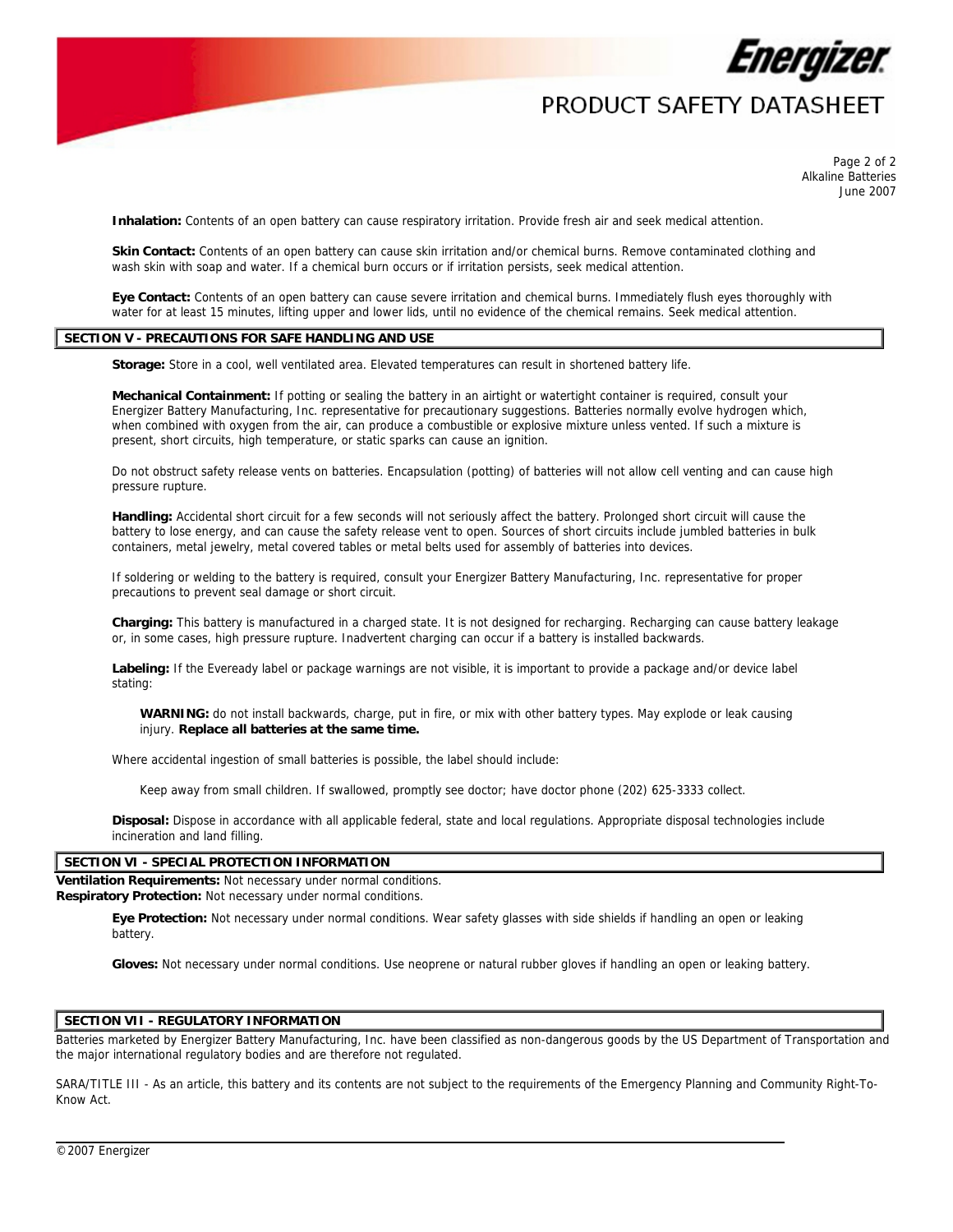**Inhalation:** Contents of an open battery can cause respiratory irritation. Provide fresh air and seek medical attention.

**Skin Contact:** Contents of an open battery can cause skin irritation and/or chemical burns. Remove contaminated clothing and wash skin with soap and water. If a chemical burn occurs or if irritation persists, seek medical attention.

**Eye Contact:** Contents of an open battery can cause severe irritation and chemical burns. Immediately flush eyes thoroughly with water for at least 15 minutes, lifting upper and lower lids, until no evidence of the chemical remains. Seek medical attention.

## SECTION V - PRECAUTIONS FOR SAFE HANDLING AND USE

**Storage:** Store in a cool, well ventilated area. Elevated temperatures can result in shortened battery life.

**Mechanical Containment:** If potting or sealing the battery in an airtight or watertight container is required, consult your Energizer Battery Manufacturing, Inc. representative for precautionary suggestions. Batteries normally evolve hydrogen which, when combined with oxygen from the air, can produce a combustible or explosive mixture unless vented. If such a mixture is present, short circuits, high temperature, or static sparks can cause an ignition.

Do not obstruct safety release vents on batteries. Encapsulation (potting) of batteries will not allow cell venting and can cause high pressure rupture.

**Handling:** Accidental short circuit for a few seconds will not seriously affect the battery. Prolonged short circuit will cause the battery to lose energy, and can cause the safety release vent to open. Sources of short circuits include jumbled batteries in bulk containers, metal jewelry, metal covered tables or metal belts used for assembly of batteries into devices.

If soldering or welding to the battery is required, consult your Energizer Battery Manufacturing, Inc. representative for proper precautions to prevent seal damage or short circuit.

**Charging:** This battery is manufactured in a charged state. It is not designed for recharging. Recharging can cause battery leakage or, in some cases, high pressure rupture. Inadvertent charging can occur if a battery is installed backwards.

**Labeling:** If the Eveready label or package warnings are not visible, it is important to provide a package and/or device label stating:

> **WARNING:** do not install backwards, charge, put in fire, or mix with other battery types. May explode or leak causing injury. **Replace all batteries at the same time.**

Where accidental ingestion of small batteries is possible, the label should include:

> Keep away from small children. If swallowed, promptly see doctor; have doctor phone (202) 625-3333 collect.

**Disposal:** Dispose in accordance with all applicable federal, state and local regulations. Appropriate disposal technologies include incineration and land filling.

## SECTION VI - SPECIAL PROTECTION INFORMATION

**Ventilation Requirements:** Not necessary under normal conditions.
**Respiratory Protection:** Not necessary under normal conditions.

**Eye Protection:** Not necessary under normal conditions. Wear safety glasses with side shields if handling an open or leaking battery.

**Gloves:** Not necessary under normal conditions. Use neoprene or natural rubber gloves if handling an open or leaking battery.

## SECTION VII - REGULATORY INFORMATION

Batteries marketed by Energizer Battery Manufacturing, Inc. have been classified as non-dangerous goods by the US Department of Transportation and the major international regulatory bodies and are therefore not regulated.

SARA/TITLE III - As an article, this battery and its contents are not subject to the requirements of the Emergency Planning and Community Right-To-Know Act.

©2007 Energizer